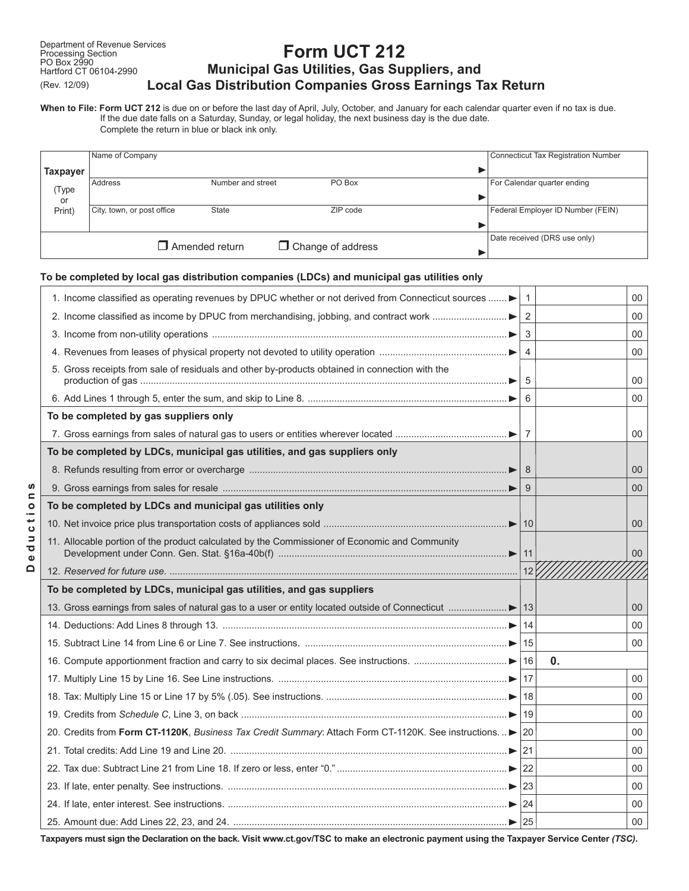Department of Revenue Services
Processing Section
PO Box 2990
Hartford CT 06104-2990

(Rev. 12/09)

# Form UCT 212

## Municipal Gas Utilities, Gas Suppliers, and Local Gas Distribution Companies Gross Earnings Tax Return

**When to File: Form UCT 212** is due on or before the last day of April, July, October, and January for each calendar quarter even if no tax is due. If the due date falls on a Saturday, Sunday, or legal holiday, the next business day is the due date. Complete the return in blue or black ink only.

| Taxpayer (Type or Print) | | | | |
|---|---|---|---|---|
| Name of Company | | | ▶ | Connecticut Tax Registration Number |
| Address | Number and street | PO Box | ▶ | For Calendar quarter ending |
| City, town, or post office | State | ZIP code | ▶ | Federal Employer ID Number (FEIN) |
| ☐ Amended return | ☐ Change of address | | ▶ | Date received (DRS use only) |

**To be completed by local gas distribution companies (LDCs) and municipal gas utilities only**

| Line | | | |
|---|---|---|---|
| 1. Income classified as operating revenues by DPUC whether or not derived from Connecticut sources ▶ | 1 | | 00 |
| 2. Income classified as income by DPUC from merchandising, jobbing, and contract work ▶ | 2 | | 00 |
| 3. Income from non-utility operations ▶ | 3 | | 00 |
| 4. Revenues from leases of physical property not devoted to utility operation ▶ | 4 | | 00 |
| 5. Gross receipts from sale of residuals and other by-products obtained in connection with the production of gas ▶ | 5 | | 00 |
| 6. Add Lines 1 through 5, enter the sum, and skip to Line 8. ▶ | 6 | | 00 |
| **To be completed by gas suppliers only** | | | |
| 7. Gross earnings from sales of natural gas to users or entities wherever located ▶ | 7 | | 00 |
| **Deductions** | | | |
| **To be completed by LDCs, municipal gas utilities, and gas suppliers only** | | | |
| 8. Refunds resulting from error or overcharge ▶ | 8 | | 00 |
| 9. Gross earnings from sales for resale ▶ | 9 | | 00 |
| **To be completed by LDCs and municipal gas utilities only** | | | |
| 10. Net invoice price plus transportation costs of appliances sold ▶ | 10 | | 00 |
| 11. Allocable portion of the product calculated by the Commissioner of Economic and Community Development under Conn. Gen. Stat. §16a-40b(f) ▶ | 11 | | 00 |
| 12. *Reserved for future use.* | 12 | | |
| **To be completed by LDCs, municipal gas utilities, and gas suppliers** | | | |
| 13. Gross earnings from sales of natural gas to a user or entity located outside of Connecticut ▶ | 13 | | 00 |
| 14. Deductions: Add Lines 8 through 13. ▶ | 14 | | 00 |
| 15. Subtract Line 14 from Line 6 or Line 7. See instructions. ▶ | 15 | | 00 |
| 16. Compute apportionment fraction and carry to six decimal places. See instructions. ▶ | 16 | 0. | |
| 17. Multiply Line 15 by Line 16. See Line instructions. ▶ | 17 | | 00 |
| 18. Tax: Multiply Line 15 or Line 17 by 5% (.05). See instructions. ▶ | 18 | | 00 |
| 19. Credits from *Schedule C*, Line 3, on back ▶ | 19 | | 00 |
| 20. Credits from **Form CT-1120K**, *Business Tax Credit Summary*: Attach Form CT-1120K. See instructions. ▶ | 20 | | 00 |
| 21. Total credits: Add Line 19 and Line 20. ▶ | 21 | | 00 |
| 22. Tax due: Subtract Line 21 from Line 18. If zero or less, enter "0." ▶ | 22 | | 00 |
| 23. If late, enter penalty. See instructions. ▶ | 23 | | 00 |
| 24. If late, enter interest. See instructions. ▶ | 24 | | 00 |
| 25. Amount due: Add Lines 22, 23, and 24. ▶ | 25 | | 00 |

**Taxpayers must sign the Declaration on the back. Visit www.ct.gov/TSC to make an electronic payment using the Taxpayer Service Center *(TSC)*.**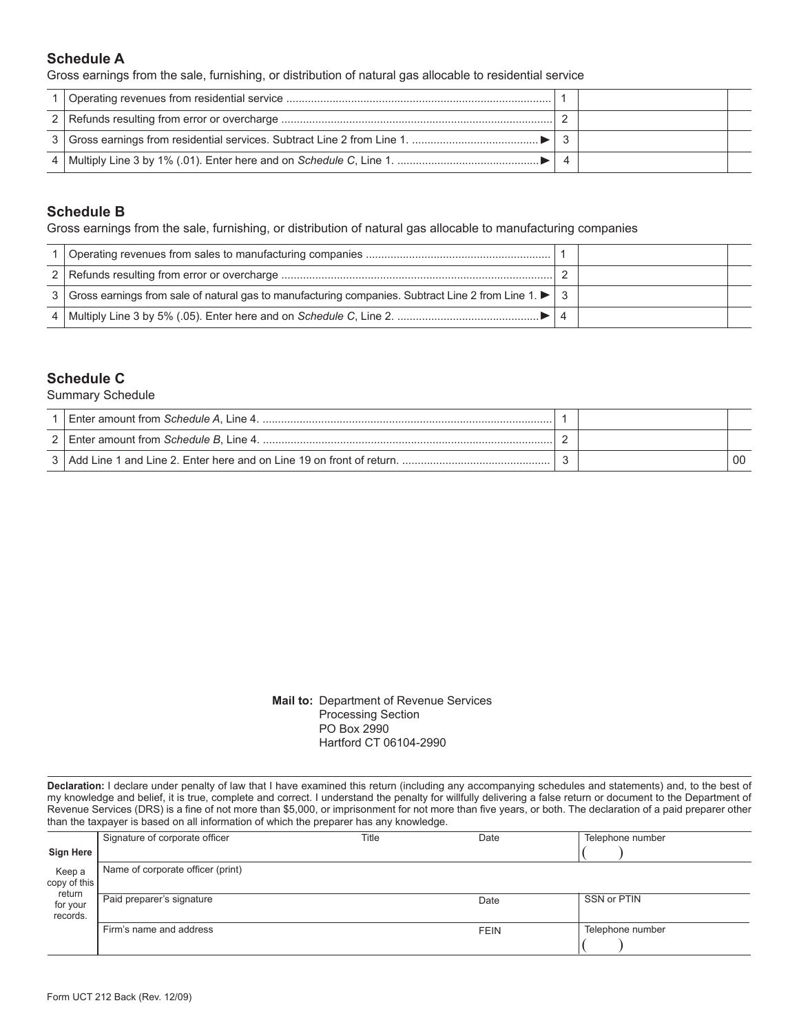## Schedule A

Gross earnings from the sale, furnishing, or distribution of natural gas allocable to residential service

| | | | | |
|---|---|---|---|---|
| 1 | Operating revenues from residential service | 1 | | |
| 2 | Refunds resulting from error or overcharge | 2 | | |
| 3 | Gross earnings from residential services. Subtract Line 2 from Line 1. ▶ | 3 | | |
| 4 | Multiply Line 3 by 1% (.01). Enter here and on *Schedule C*, Line 1. ▶ | 4 | | |

## Schedule B

Gross earnings from the sale, furnishing, or distribution of natural gas allocable to manufacturing companies

| | | | | |
|---|---|---|---|---|
| 1 | Operating revenues from sales to manufacturing companies | 1 | | |
| 2 | Refunds resulting from error or overcharge | 2 | | |
| 3 | Gross earnings from sale of natural gas to manufacturing companies. Subtract Line 2 from Line 1. ▶ | 3 | | |
| 4 | Multiply Line 3 by 5% (.05). Enter here and on *Schedule C*, Line 2. ▶ | 4 | | |

## Schedule C

Summary Schedule

| | | | | |
|---|---|---|---|---|
| 1 | Enter amount from *Schedule A*, Line 4. | 1 | | |
| 2 | Enter amount from *Schedule B*, Line 4. | 2 | | |
| 3 | Add Line 1 and Line 2. Enter here and on Line 19 on front of return. | 3 | | 00 |

**Mail to:** Department of Revenue Services
Processing Section
PO Box 2990
Hartford CT 06104-2990

**Declaration:** I declare under penalty of law that I have examined this return (including any accompanying schedules and statements) and, to the best of my knowledge and belief, it is true, complete and correct. I understand the penalty for willfully delivering a false return or document to the Department of Revenue Services (DRS) is a fine of not more than $5,000, or imprisonment for not more than five years, or both. The declaration of a paid preparer other than the taxpayer is based on all information of which the preparer has any knowledge.

| | | | | |
|---|---|---|---|---|
| **Sign Here** | Signature of corporate officer | Title | Date | Telephone number ( ) |
| Keep a copy of this return for your records. | Name of corporate officer (print) | | | |
| | Paid preparer's signature | | Date | SSN or PTIN |
| | Firm's name and address | | FEIN | Telephone number ( ) |

Form UCT 212 Back (Rev. 12/09)